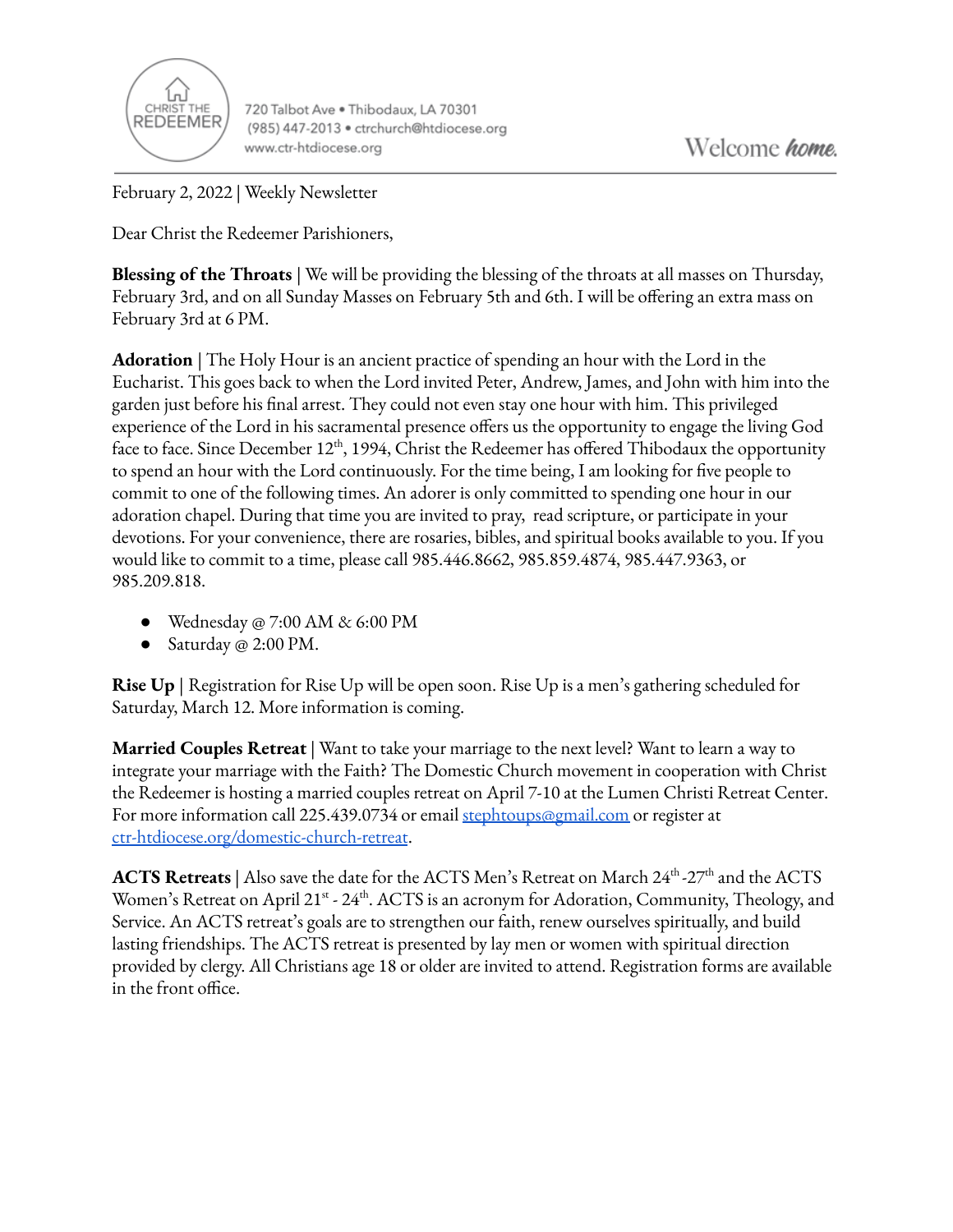CHRIST THE REDEEMER

720 Talbot Ave • Thibodaux, LA 70301
(985) 447-2013 • ctrchurch@htdiocese.org
www.ctr-htdiocese.org

Welcome *home.*

February 2, 2022 | Weekly Newsletter

Dear Christ the Redeemer Parishioners,

**Blessing of the Throats** | We will be providing the blessing of the throats at all masses on Thursday, February 3rd, and on all Sunday Masses on February 5th and 6th. I will be offering an extra mass on February 3rd at 6 PM.

**Adoration** | The Holy Hour is an ancient practice of spending an hour with the Lord in the Eucharist. This goes back to when the Lord invited Peter, Andrew, James, and John with him into the garden just before his final arrest. They could not even stay one hour with him. This privileged experience of the Lord in his sacramental presence offers us the opportunity to engage the living God face to face. Since December 12th, 1994, Christ the Redeemer has offered Thibodaux the opportunity to spend an hour with the Lord continuously. For the time being, I am looking for five people to commit to one of the following times. An adorer is only committed to spending one hour in our adoration chapel. During that time you are invited to pray, read scripture, or participate in your devotions. For your convenience, there are rosaries, bibles, and spiritual books available to you. If you would like to commit to a time, please call 985.446.8662, 985.859.4874, 985.447.9363, or 985.209.818.

- Wednesday @ 7:00 AM & 6:00 PM
- Saturday @ 2:00 PM.

**Rise Up** | Registration for Rise Up will be open soon. Rise Up is a men's gathering scheduled for Saturday, March 12. More information is coming.

**Married Couples Retreat** | Want to take your marriage to the next level? Want to learn a way to integrate your marriage with the Faith? The Domestic Church movement in cooperation with Christ the Redeemer is hosting a married couples retreat on April 7-10 at the Lumen Christi Retreat Center. For more information call 225.439.0734 or email [stephtoups@gmail.com](mailto:stephtoups@gmail.com) or register at [ctr-htdiocese.org/domestic-church-retreat](ctr-htdiocese.org/domestic-church-retreat).

**ACTS Retreats** | Also save the date for the ACTS Men's Retreat on March 24th-27th and the ACTS Women's Retreat on April 21st - 24th. ACTS is an acronym for Adoration, Community, Theology, and Service. An ACTS retreat's goals are to strengthen our faith, renew ourselves spiritually, and build lasting friendships. The ACTS retreat is presented by lay men or women with spiritual direction provided by clergy. All Christians age 18 or older are invited to attend. Registration forms are available in the front office.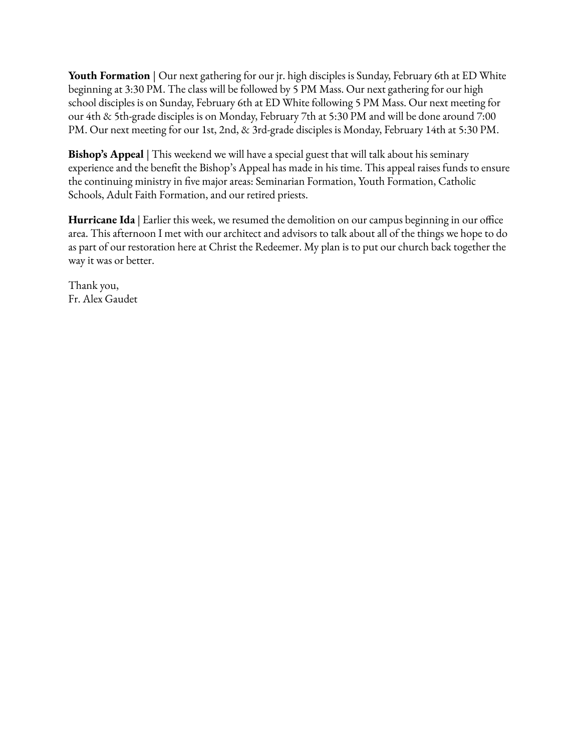**Youth Formation** | Our next gathering for our jr. high disciples is Sunday, February 6th at ED White beginning at 3:30 PM. The class will be followed by 5 PM Mass. Our next gathering for our high school disciples is on Sunday, February 6th at ED White following 5 PM Mass. Our next meeting for our 4th & 5th-grade disciples is on Monday, February 7th at 5:30 PM and will be done around 7:00 PM. Our next meeting for our 1st, 2nd, & 3rd-grade disciples is Monday, February 14th at 5:30 PM.

**Bishop's Appeal** | This weekend we will have a special guest that will talk about his seminary experience and the benefit the Bishop's Appeal has made in his time. This appeal raises funds to ensure the continuing ministry in five major areas: Seminarian Formation, Youth Formation, Catholic Schools, Adult Faith Formation, and our retired priests.

**Hurricane Ida** | Earlier this week, we resumed the demolition on our campus beginning in our office area. This afternoon I met with our architect and advisors to talk about all of the things we hope to do as part of our restoration here at Christ the Redeemer. My plan is to put our church back together the way it was or better.

Thank you,
Fr. Alex Gaudet